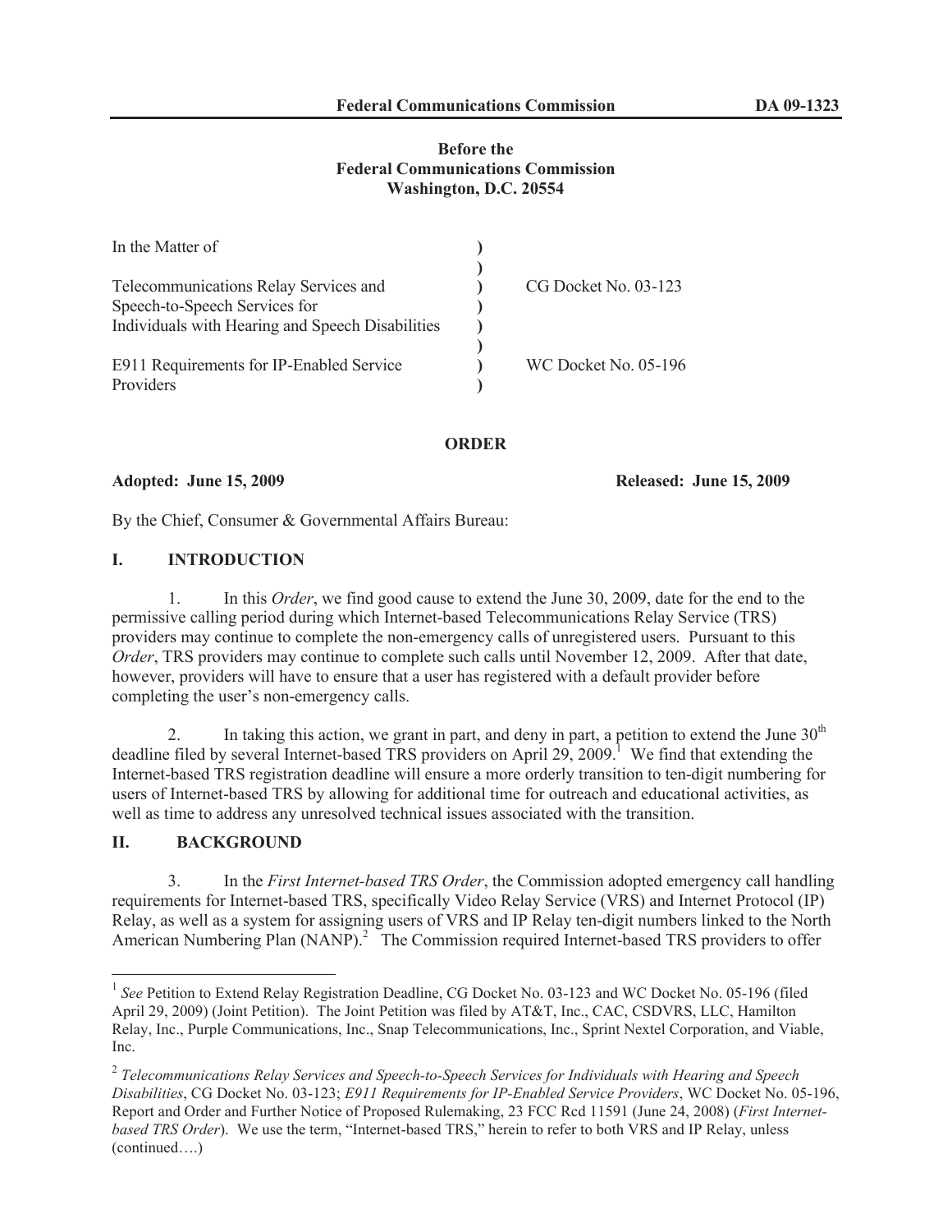**Before the**
**Federal Communications Commission**
**Washington, D.C. 20554**

| | | |
|---|---|---|
| In the Matter of | ) | |
| | ) | |
| Telecommunications Relay Services and Speech-to-Speech Services for Individuals with Hearing and Speech Disabilities | ) | CG Docket No. 03-123 |
| | ) | |
| E911 Requirements for IP-Enabled Service Providers | ) | WC Docket No. 05-196 |

**ORDER**

**Adopted: June 15, 2009** **Released: June 15, 2009**

By the Chief, Consumer & Governmental Affairs Bureau:

## I. INTRODUCTION

1. In this *Order*, we find good cause to extend the June 30, 2009, date for the end to the permissive calling period during which Internet-based Telecommunications Relay Service (TRS) providers may continue to complete the non-emergency calls of unregistered users. Pursuant to this *Order*, TRS providers may continue to complete such calls until November 12, 2009. After that date, however, providers will have to ensure that a user has registered with a default provider before completing the user's non-emergency calls.

2. In taking this action, we grant in part, and deny in part, a petition to extend the June 30th deadline filed by several Internet-based TRS providers on April 29, 2009.[1] We find that extending the Internet-based TRS registration deadline will ensure a more orderly transition to ten-digit numbering for users of Internet-based TRS by allowing for additional time for outreach and educational activities, as well as time to address any unresolved technical issues associated with the transition.

## II. BACKGROUND

3. In the *First Internet-based TRS Order*, the Commission adopted emergency call handling requirements for Internet-based TRS, specifically Video Relay Service (VRS) and Internet Protocol (IP) Relay, as well as a system for assigning users of VRS and IP Relay ten-digit numbers linked to the North American Numbering Plan (NANP).[2] The Commission required Internet-based TRS providers to offer

---

[1] *See* Petition to Extend Relay Registration Deadline, CG Docket No. 03-123 and WC Docket No. 05-196 (filed April 29, 2009) (Joint Petition). The Joint Petition was filed by AT&T, Inc., CAC, CSDVRS, LLC, Hamilton Relay, Inc., Purple Communications, Inc., Snap Telecommunications, Inc., Sprint Nextel Corporation, and Viable, Inc.

[2] *Telecommunications Relay Services and Speech-to-Speech Services for Individuals with Hearing and Speech Disabilities*, CG Docket No. 03-123; *E911 Requirements for IP-Enabled Service Providers*, WC Docket No. 05-196, Report and Order and Further Notice of Proposed Rulemaking, 23 FCC Rcd 11591 (June 24, 2008) (*First Internet-based TRS Order*). We use the term, "Internet-based TRS," herein to refer to both VRS and IP Relay, unless (continued….)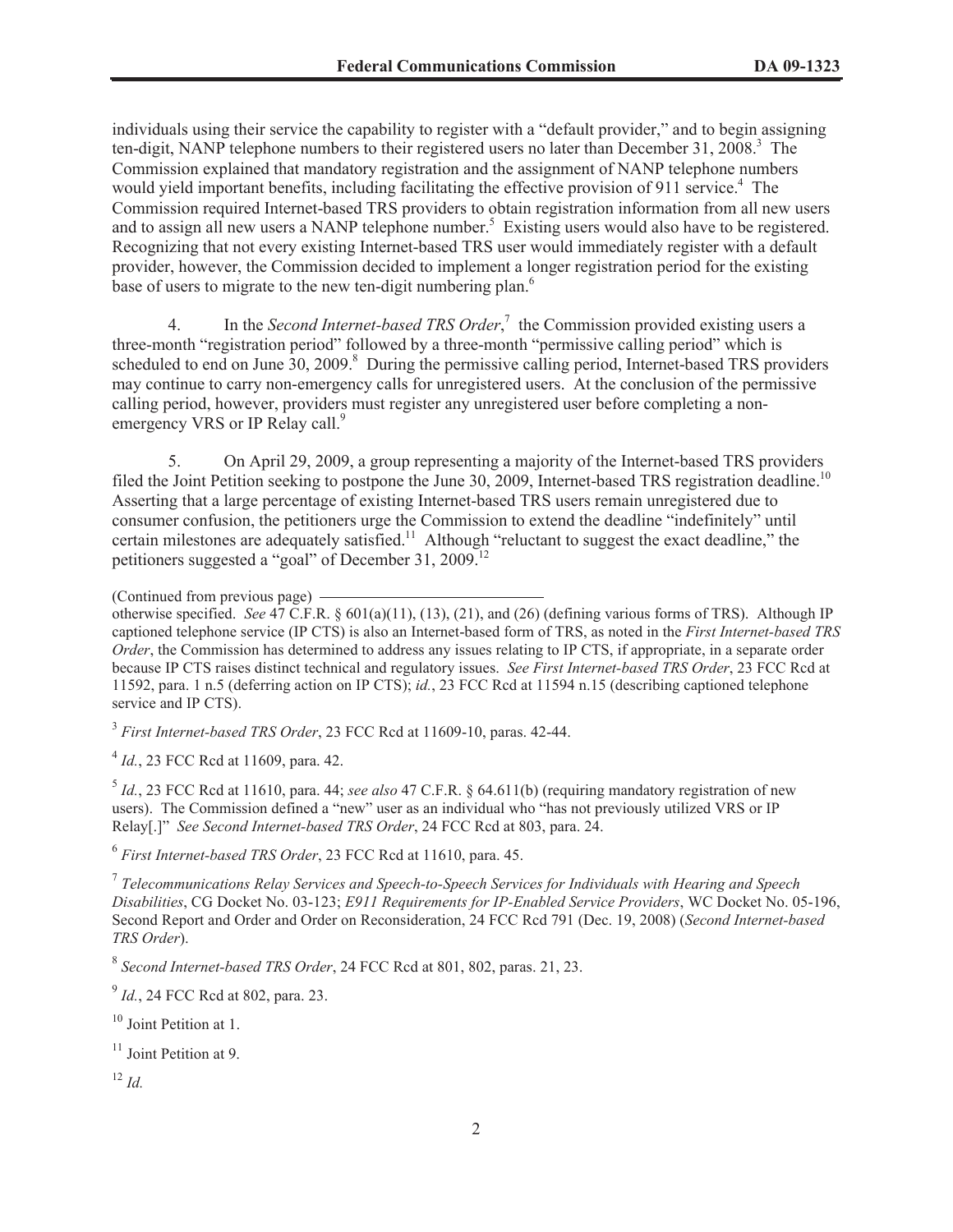individuals using their service the capability to register with a "default provider," and to begin assigning ten-digit, NANP telephone numbers to their registered users no later than December 31, 2008.[3] The Commission explained that mandatory registration and the assignment of NANP telephone numbers would yield important benefits, including facilitating the effective provision of 911 service.[4] The Commission required Internet-based TRS providers to obtain registration information from all new users and to assign all new users a NANP telephone number.[5] Existing users would also have to be registered. Recognizing that not every existing Internet-based TRS user would immediately register with a default provider, however, the Commission decided to implement a longer registration period for the existing base of users to migrate to the new ten-digit numbering plan.[6]

4. In the *Second Internet-based TRS Order*,[7] the Commission provided existing users a three-month "registration period" followed by a three-month "permissive calling period" which is scheduled to end on June 30, 2009.[8] During the permissive calling period, Internet-based TRS providers may continue to carry non-emergency calls for unregistered users. At the conclusion of the permissive calling period, however, providers must register any unregistered user before completing a non-emergency VRS or IP Relay call.[9]

5. On April 29, 2009, a group representing a majority of the Internet-based TRS providers filed the Joint Petition seeking to postpone the June 30, 2009, Internet-based TRS registration deadline.[10] Asserting that a large percentage of existing Internet-based TRS users remain unregistered due to consumer confusion, the petitioners urge the Commission to extend the deadline "indefinitely" until certain milestones are adequately satisfied.[11] Although "reluctant to suggest the exact deadline," the petitioners suggested a "goal" of December 31, 2009.[12]

(Continued from previous page)

otherwise specified. *See* 47 C.F.R. § 601(a)(11), (13), (21), and (26) (defining various forms of TRS). Although IP captioned telephone service (IP CTS) is also an Internet-based form of TRS, as noted in the *First Internet-based TRS Order*, the Commission has determined to address any issues relating to IP CTS, if appropriate, in a separate order because IP CTS raises distinct technical and regulatory issues. *See First Internet-based TRS Order*, 23 FCC Rcd at 11592, para. 1 n.5 (deferring action on IP CTS); *id.*, 23 FCC Rcd at 11594 n.15 (describing captioned telephone service and IP CTS).

[3] *First Internet-based TRS Order*, 23 FCC Rcd at 11609-10, paras. 42-44.

[4] *Id.*, 23 FCC Rcd at 11609, para. 42.

[5] *Id.*, 23 FCC Rcd at 11610, para. 44; *see also* 47 C.F.R. § 64.611(b) (requiring mandatory registration of new users). The Commission defined a "new" user as an individual who "has not previously utilized VRS or IP Relay[.]" *See Second Internet-based TRS Order*, 24 FCC Rcd at 803, para. 24.

[6] *First Internet-based TRS Order*, 23 FCC Rcd at 11610, para. 45.

[7] *Telecommunications Relay Services and Speech-to-Speech Services for Individuals with Hearing and Speech Disabilities*, CG Docket No. 03-123; *E911 Requirements for IP-Enabled Service Providers*, WC Docket No. 05-196, Second Report and Order and Order on Reconsideration, 24 FCC Rcd 791 (Dec. 19, 2008) (*Second Internet-based TRS Order*).

[8] *Second Internet-based TRS Order*, 24 FCC Rcd at 801, 802, paras. 21, 23.

[9] *Id.*, 24 FCC Rcd at 802, para. 23.

[10] Joint Petition at 1.

[11] Joint Petition at 9.

[12] *Id.*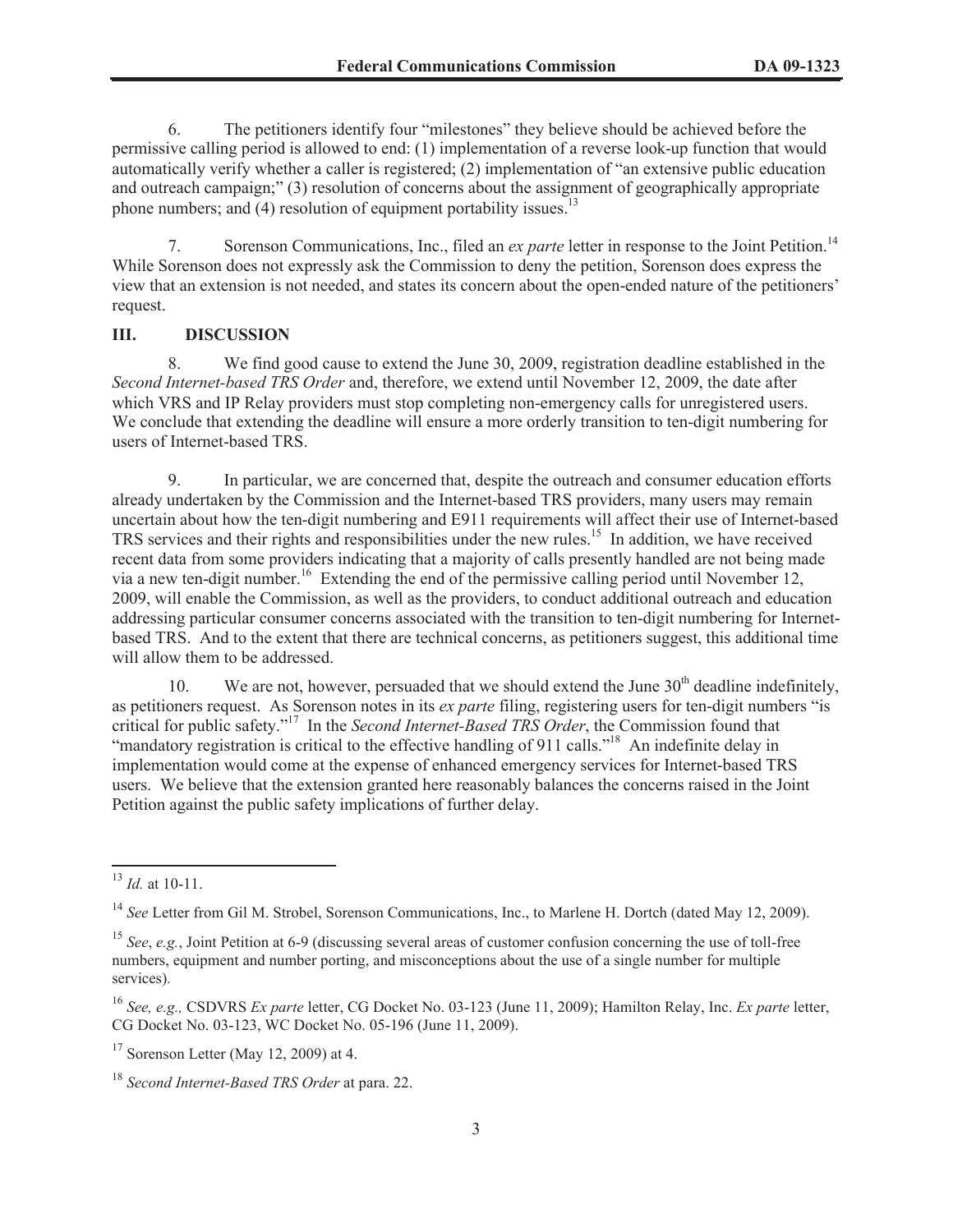6. The petitioners identify four "milestones" they believe should be achieved before the permissive calling period is allowed to end: (1) implementation of a reverse look-up function that would automatically verify whether a caller is registered; (2) implementation of "an extensive public education and outreach campaign;" (3) resolution of concerns about the assignment of geographically appropriate phone numbers; and (4) resolution of equipment portability issues.[13]

7. Sorenson Communications, Inc., filed an *ex parte* letter in response to the Joint Petition.[14] While Sorenson does not expressly ask the Commission to deny the petition, Sorenson does express the view that an extension is not needed, and states its concern about the open-ended nature of the petitioners' request.

## III. DISCUSSION

8. We find good cause to extend the June 30, 2009, registration deadline established in the *Second Internet-based TRS Order* and, therefore, we extend until November 12, 2009, the date after which VRS and IP Relay providers must stop completing non-emergency calls for unregistered users. We conclude that extending the deadline will ensure a more orderly transition to ten-digit numbering for users of Internet-based TRS.

9. In particular, we are concerned that, despite the outreach and consumer education efforts already undertaken by the Commission and the Internet-based TRS providers, many users may remain uncertain about how the ten-digit numbering and E911 requirements will affect their use of Internet-based TRS services and their rights and responsibilities under the new rules.[15] In addition, we have received recent data from some providers indicating that a majority of calls presently handled are not being made via a new ten-digit number.[16] Extending the end of the permissive calling period until November 12, 2009, will enable the Commission, as well as the providers, to conduct additional outreach and education addressing particular consumer concerns associated with the transition to ten-digit numbering for Internet-based TRS. And to the extent that there are technical concerns, as petitioners suggest, this additional time will allow them to be addressed.

10. We are not, however, persuaded that we should extend the June 30th deadline indefinitely, as petitioners request. As Sorenson notes in its *ex parte* filing, registering users for ten-digit numbers "is critical for public safety."[17] In the *Second Internet-Based TRS Order*, the Commission found that "mandatory registration is critical to the effective handling of 911 calls."[18] An indefinite delay in implementation would come at the expense of enhanced emergency services for Internet-based TRS users. We believe that the extension granted here reasonably balances the concerns raised in the Joint Petition against the public safety implications of further delay.

---

[13] *Id.* at 10-11.

[14] *See* Letter from Gil M. Strobel, Sorenson Communications, Inc., to Marlene H. Dortch (dated May 12, 2009).

[15] *See*, *e.g.*, Joint Petition at 6-9 (discussing several areas of customer confusion concerning the use of toll-free numbers, equipment and number porting, and misconceptions about the use of a single number for multiple services).

[16] *See, e.g.,* CSDVRS *Ex parte* letter, CG Docket No. 03-123 (June 11, 2009); Hamilton Relay, Inc. *Ex parte* letter, CG Docket No. 03-123, WC Docket No. 05-196 (June 11, 2009).

[17] Sorenson Letter (May 12, 2009) at 4.

[18] *Second Internet-Based TRS Order* at para. 22.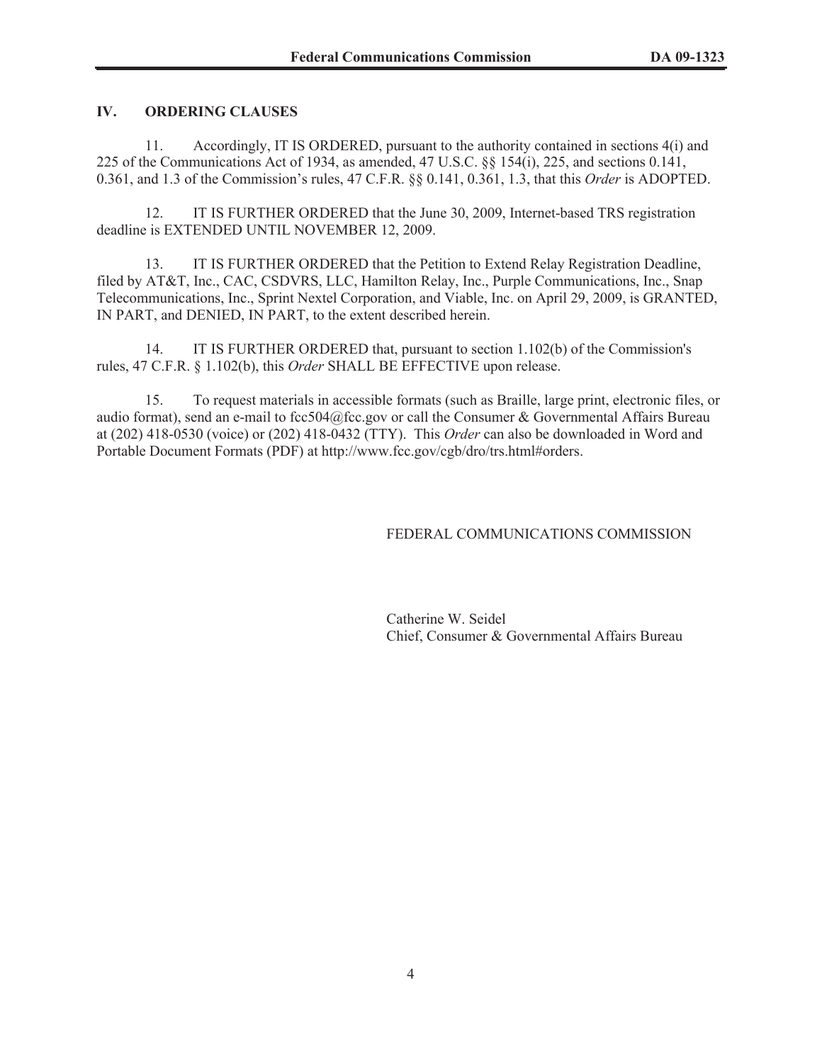## IV. ORDERING CLAUSES

11. Accordingly, IT IS ORDERED, pursuant to the authority contained in sections 4(i) and 225 of the Communications Act of 1934, as amended, 47 U.S.C. §§ 154(i), 225, and sections 0.141, 0.361, and 1.3 of the Commission's rules, 47 C.F.R. §§ 0.141, 0.361, 1.3, that this *Order* is ADOPTED.

12. IT IS FURTHER ORDERED that the June 30, 2009, Internet-based TRS registration deadline is EXTENDED UNTIL NOVEMBER 12, 2009.

13. IT IS FURTHER ORDERED that the Petition to Extend Relay Registration Deadline, filed by AT&T, Inc., CAC, CSDVRS, LLC, Hamilton Relay, Inc., Purple Communications, Inc., Snap Telecommunications, Inc., Sprint Nextel Corporation, and Viable, Inc. on April 29, 2009, is GRANTED, IN PART, and DENIED, IN PART, to the extent described herein.

14. IT IS FURTHER ORDERED that, pursuant to section 1.102(b) of the Commission's rules, 47 C.F.R. § 1.102(b), this *Order* SHALL BE EFFECTIVE upon release.

15. To request materials in accessible formats (such as Braille, large print, electronic files, or audio format), send an e-mail to fcc504@fcc.gov or call the Consumer & Governmental Affairs Bureau at (202) 418-0530 (voice) or (202) 418-0432 (TTY). This *Order* can also be downloaded in Word and Portable Document Formats (PDF) at http://www.fcc.gov/cgb/dro/trs.html#orders.

FEDERAL COMMUNICATIONS COMMISSION

Catherine W. Seidel
Chief, Consumer & Governmental Affairs Bureau